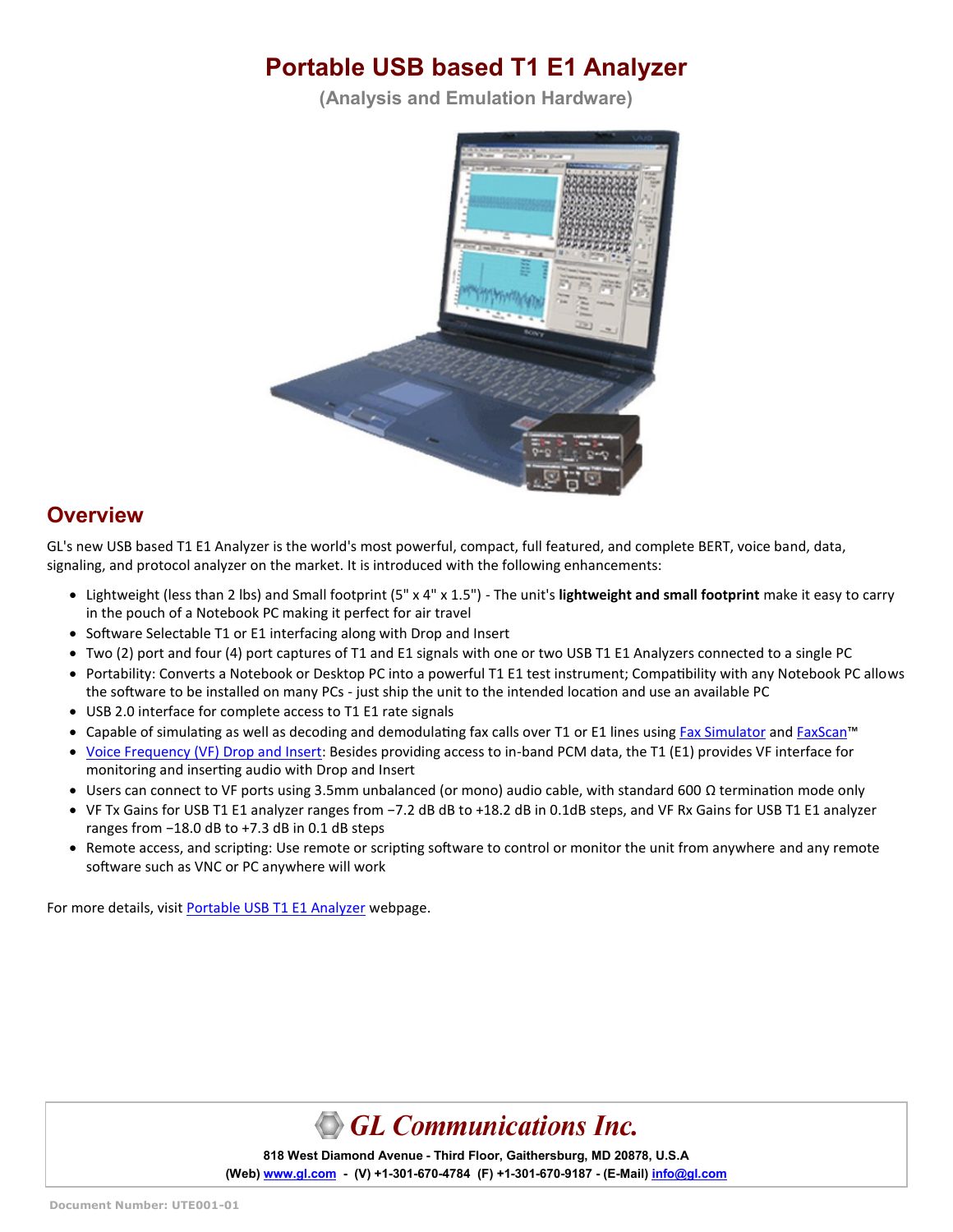# Portable USB based T1 E1 Analyzer

**(Analysis and Emulation Hardware)**

## Overview

GL's new USB based T1 E1 Analyzer is the world's most powerful, compact, full featured, and complete BERT, voice band, data, signaling, and protocol analyzer on the market. It is introduced with the following enhancements:

- Lightweight (less than 2 lbs) and Small footprint (5" x 4" x 1.5") - The unit's **lightweight and small footprint** make it easy to carry in the pouch of a Notebook PC making it perfect for air travel
- Software Selectable T1 or E1 interfacing along with Drop and Insert
- Two (2) port and four (4) port captures of T1 and E1 signals with one or two USB T1 E1 Analyzers connected to a single PC
- Portability: Converts a Notebook or Desktop PC into a powerful T1 E1 test instrument; Compatibility with any Notebook PC allows the software to be installed on many PCs - just ship the unit to the intended location and use an available PC
- USB 2.0 interface for complete access to T1 E1 rate signals
- Capable of simulating as well as decoding and demodulating fax calls over T1 or E1 lines using Fax Simulator and FaxScan™
- Voice Frequency (VF) Drop and Insert: Besides providing access to in-band PCM data, the T1 (E1) provides VF interface for monitoring and inserting audio with Drop and Insert
- Users can connect to VF ports using 3.5mm unbalanced (or mono) audio cable, with standard 600 Ω termination mode only
- VF Tx Gains for USB T1 E1 analyzer ranges from −7.2 dB dB to +18.2 dB in 0.1dB steps, and VF Rx Gains for USB T1 E1 analyzer ranges from −18.0 dB to +7.3 dB in 0.1 dB steps
- Remote access, and scripting: Use remote or scripting software to control or monitor the unit from anywhere and any remote software such as VNC or PC anywhere will work

For more details, visit Portable USB T1 E1 Analyzer webpage.

**GL Communications Inc.**

**818 West Diamond Avenue - Third Floor, Gaithersburg, MD 20878, U.S.A**

**(Web) www.gl.com - (V) +1-301-670-4784 (F) +1-301-670-9187 - (E-Mail) info@gl.com**

Document Number: UTE001-01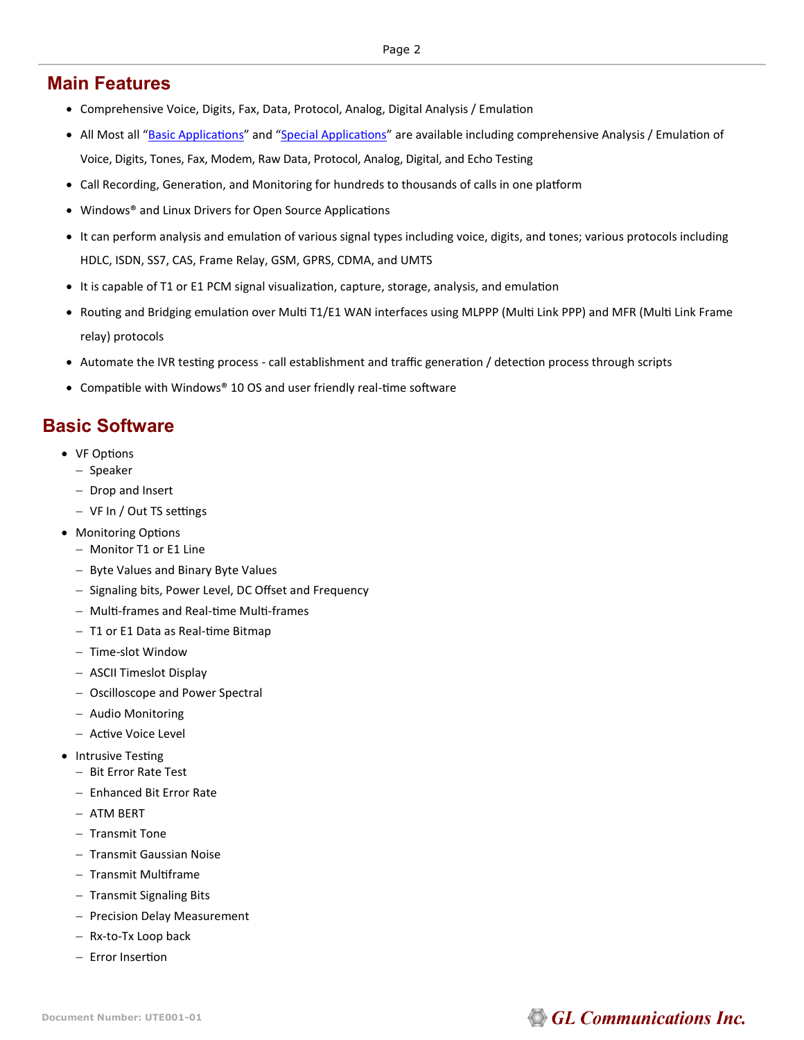## Main Features

- Comprehensive Voice, Digits, Fax, Data, Protocol, Analog, Digital Analysis / Emulation
- All Most all "Basic Applications" and "Special Applications" are available including comprehensive Analysis / Emulation of Voice, Digits, Tones, Fax, Modem, Raw Data, Protocol, Analog, Digital, and Echo Testing
- Call Recording, Generation, and Monitoring for hundreds to thousands of calls in one platform
- Windows® and Linux Drivers for Open Source Applications
- It can perform analysis and emulation of various signal types including voice, digits, and tones; various protocols including HDLC, ISDN, SS7, CAS, Frame Relay, GSM, GPRS, CDMA, and UMTS
- It is capable of T1 or E1 PCM signal visualization, capture, storage, analysis, and emulation
- Routing and Bridging emulation over Multi T1/E1 WAN interfaces using MLPPP (Multi Link PPP) and MFR (Multi Link Frame relay) protocols
- Automate the IVR testing process - call establishment and traffic generation / detection process through scripts
- Compatible with Windows® 10 OS and user friendly real-time software

## Basic Software

- VF Options
  - Speaker
  - Drop and Insert
  - VF In / Out TS settings
- Monitoring Options
  - Monitor T1 or E1 Line
  - Byte Values and Binary Byte Values
  - Signaling bits, Power Level, DC Offset and Frequency
  - Multi-frames and Real-time Multi-frames
  - T1 or E1 Data as Real-time Bitmap
  - Time-slot Window
  - ASCII Timeslot Display
  - Oscilloscope and Power Spectral
  - Audio Monitoring
  - Active Voice Level
- Intrusive Testing
  - Bit Error Rate Test
  - Enhanced Bit Error Rate
  - ATM BERT
  - Transmit Tone
  - Transmit Gaussian Noise
  - Transmit Multiframe
  - Transmit Signaling Bits
  - Precision Delay Measurement
  - Rx-to-Tx Loop back
  - Error Insertion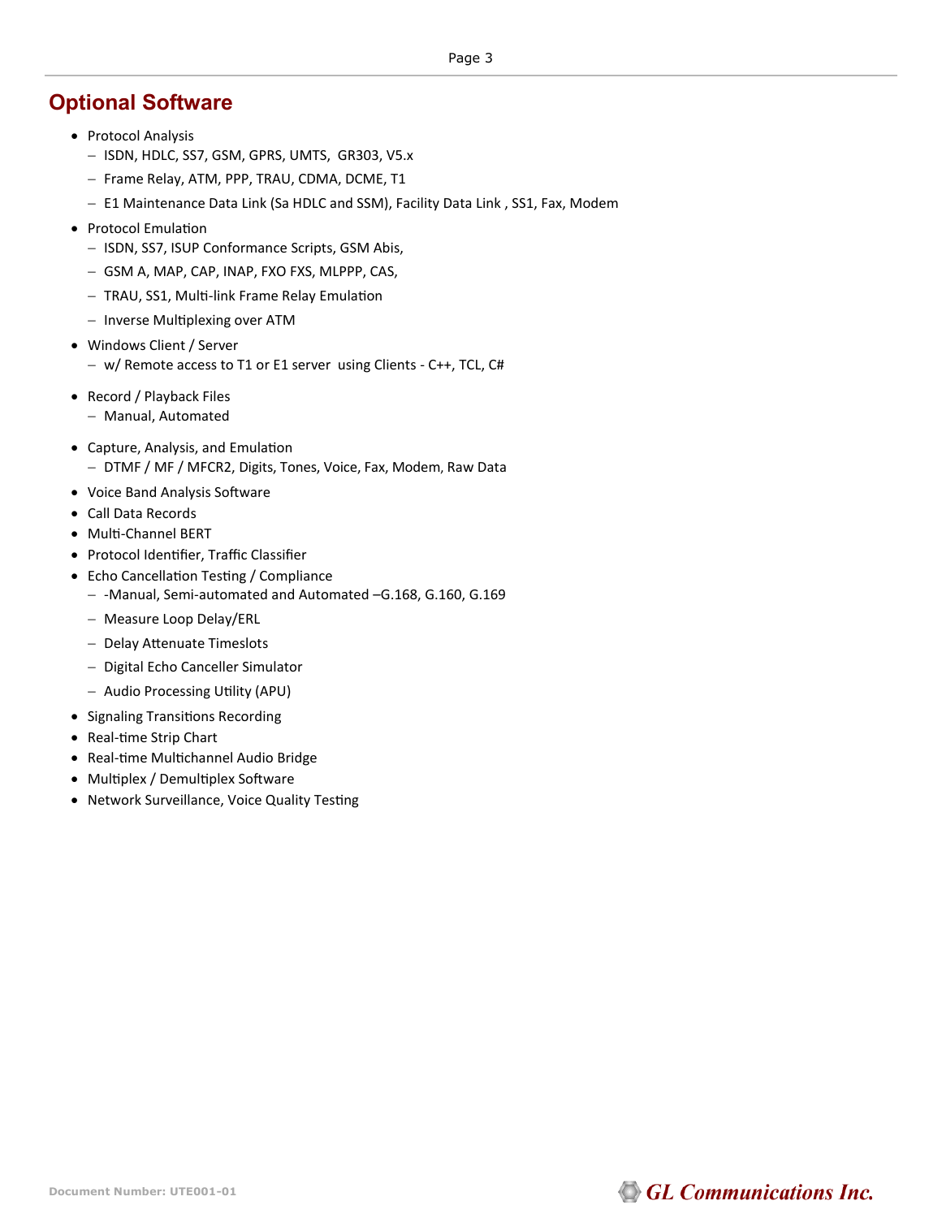## Optional Software

- Protocol Analysis
  - ISDN, HDLC, SS7, GSM, GPRS, UMTS, GR303, V5.x
  - Frame Relay, ATM, PPP, TRAU, CDMA, DCME, T1
  - E1 Maintenance Data Link (Sa HDLC and SSM), Facility Data Link , SS1, Fax, Modem
- Protocol Emulation
  - ISDN, SS7, ISUP Conformance Scripts, GSM Abis,
  - GSM A, MAP, CAP, INAP, FXO FXS, MLPPP, CAS,
  - TRAU, SS1, Multi-link Frame Relay Emulation
  - Inverse Multiplexing over ATM
- Windows Client / Server
  - w/ Remote access to T1 or E1 server using Clients - C++, TCL, C#
- Record / Playback Files
  - Manual, Automated
- Capture, Analysis, and Emulation
  - DTMF / MF / MFCR2, Digits, Tones, Voice, Fax, Modem, Raw Data
- Voice Band Analysis Software
- Call Data Records
- Multi-Channel BERT
- Protocol Identifier, Traffic Classifier
- Echo Cancellation Testing / Compliance
  - -Manual, Semi-automated and Automated –G.168, G.160, G.169
  - Measure Loop Delay/ERL
  - Delay Attenuate Timeslots
  - Digital Echo Canceller Simulator
  - Audio Processing Utility (APU)
- Signaling Transitions Recording
- Real-time Strip Chart
- Real-time Multichannel Audio Bridge
- Multiplex / Demultiplex Software
- Network Surveillance, Voice Quality Testing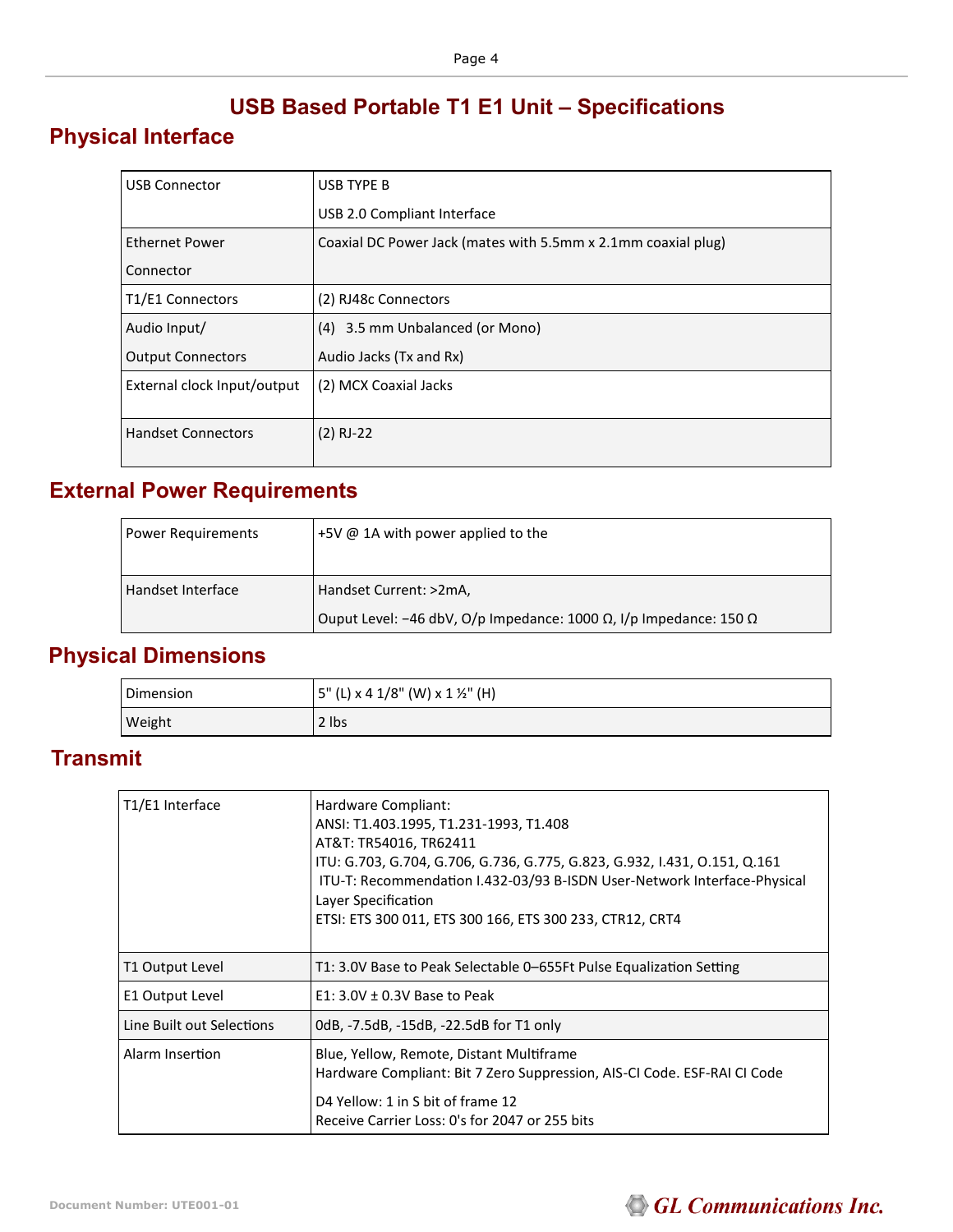# USB Based Portable T1 E1 Unit – Specifications

## Physical Interface

| | |
|---|---|
| USB Connector | USB TYPE B<br>USB 2.0 Compliant Interface |
| Ethernet Power Connector | Coaxial DC Power Jack (mates with 5.5mm x 2.1mm coaxial plug) |
| T1/E1 Connectors | (2) RJ48c Connectors |
| Audio Input/ Output Connectors | (4) 3.5 mm Unbalanced (or Mono) Audio Jacks (Tx and Rx) |
| External clock Input/output | (2) MCX Coaxial Jacks |
| Handset Connectors | (2) RJ-22 |

## External Power Requirements

| | |
|---|---|
| Power Requirements | +5V @ 1A with power applied to the |
| Handset Interface | Handset Current: >2mA,<br>Ouput Level: −46 dbV, O/p Impedance: 1000 Ω, I/p Impedance: 150 Ω |

## Physical Dimensions

| | |
|---|---|
| Dimension | 5" (L) x 4 1/8" (W) x 1 ½" (H) |
| Weight | 2 lbs |

## Transmit

| | |
|---|---|
| T1/E1 Interface | Hardware Compliant:<br>ANSI: T1.403.1995, T1.231-1993, T1.408<br>AT&T: TR54016, TR62411<br>ITU: G.703, G.704, G.706, G.736, G.775, G.823, G.932, I.431, O.151, Q.161<br>ITU-T: Recommendation I.432-03/93 B-ISDN User-Network Interface-Physical Layer Specification<br>ETSI: ETS 300 011, ETS 300 166, ETS 300 233, CTR12, CRT4 |
| T1 Output Level | T1: 3.0V Base to Peak Selectable 0–655Ft Pulse Equalization Setting |
| E1 Output Level | E1: 3.0V ± 0.3V Base to Peak |
| Line Built out Selections | 0dB, -7.5dB, -15dB, -22.5dB for T1 only |
| Alarm Insertion | Blue, Yellow, Remote, Distant Multiframe<br>Hardware Compliant: Bit 7 Zero Suppression, AIS-CI Code. ESF-RAI CI Code<br>D4 Yellow: 1 in S bit of frame 12<br>Receive Carrier Loss: 0's for 2047 or 255 bits |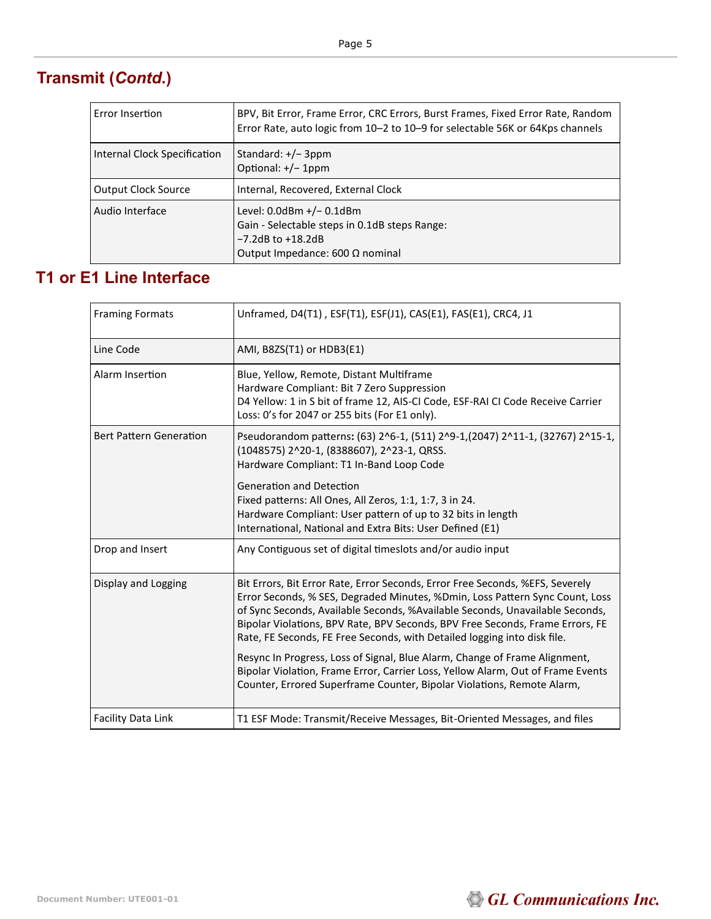## Transmit (*Contd.*)

| | |
|---|---|
| Error Insertion | BPV, Bit Error, Frame Error, CRC Errors, Burst Frames, Fixed Error Rate, Random Error Rate, auto logic from 10–2 to 10–9 for selectable 56K or 64Kps channels |
| Internal Clock Specification | Standard: +/− 3ppm<br>Optional: +/− 1ppm |
| Output Clock Source | Internal, Recovered, External Clock |
| Audio Interface | Level: 0.0dBm +/− 0.1dBm<br>Gain - Selectable steps in 0.1dB steps Range:<br>−7.2dB to +18.2dB<br>Output Impedance: 600 Ω nominal |

## T1 or E1 Line Interface

| | |
|---|---|
| Framing Formats | Unframed, D4(T1) , ESF(T1), ESF(J1), CAS(E1), FAS(E1), CRC4, J1 |
| Line Code | AMI, B8ZS(T1) or HDB3(E1) |
| Alarm Insertion | Blue, Yellow, Remote, Distant Multiframe<br>Hardware Compliant: Bit 7 Zero Suppression<br>D4 Yellow: 1 in S bit of frame 12, AIS-CI Code, ESF-RAI CI Code Receive Carrier Loss: 0’s for 2047 or 255 bits (For E1 only). |
| Bert Pattern Generation | Pseudorandom patterns**:** (63) 2^6-1, (511) 2^9-1,(2047) 2^11-1, (32767) 2^15-1, (1048575) 2^20-1, (8388607), 2^23-1, QRSS.<br>Hardware Compliant: T1 In-Band Loop Code<br><br>Generation and Detection<br>Fixed patterns: All Ones, All Zeros, 1:1, 1:7, 3 in 24.<br>Hardware Compliant: User pattern of up to 32 bits in length<br>International, National and Extra Bits: User Defined (E1) |
| Drop and Insert | Any Contiguous set of digital timeslots and/or audio input |
| Display and Logging | Bit Errors, Bit Error Rate, Error Seconds, Error Free Seconds, %EFS, Severely Error Seconds, % SES, Degraded Minutes, %Dmin, Loss Pattern Sync Count, Loss of Sync Seconds, Available Seconds, %Available Seconds, Unavailable Seconds, Bipolar Violations, BPV Rate, BPV Seconds, BPV Free Seconds, Frame Errors, FE Rate, FE Seconds, FE Free Seconds, with Detailed logging into disk file.<br><br>Resync In Progress, Loss of Signal, Blue Alarm, Change of Frame Alignment, Bipolar Violation, Frame Error, Carrier Loss, Yellow Alarm, Out of Frame Events Counter, Errored Superframe Counter, Bipolar Violations, Remote Alarm, |
| Facility Data Link | T1 ESF Mode: Transmit/Receive Messages, Bit-Oriented Messages, and files |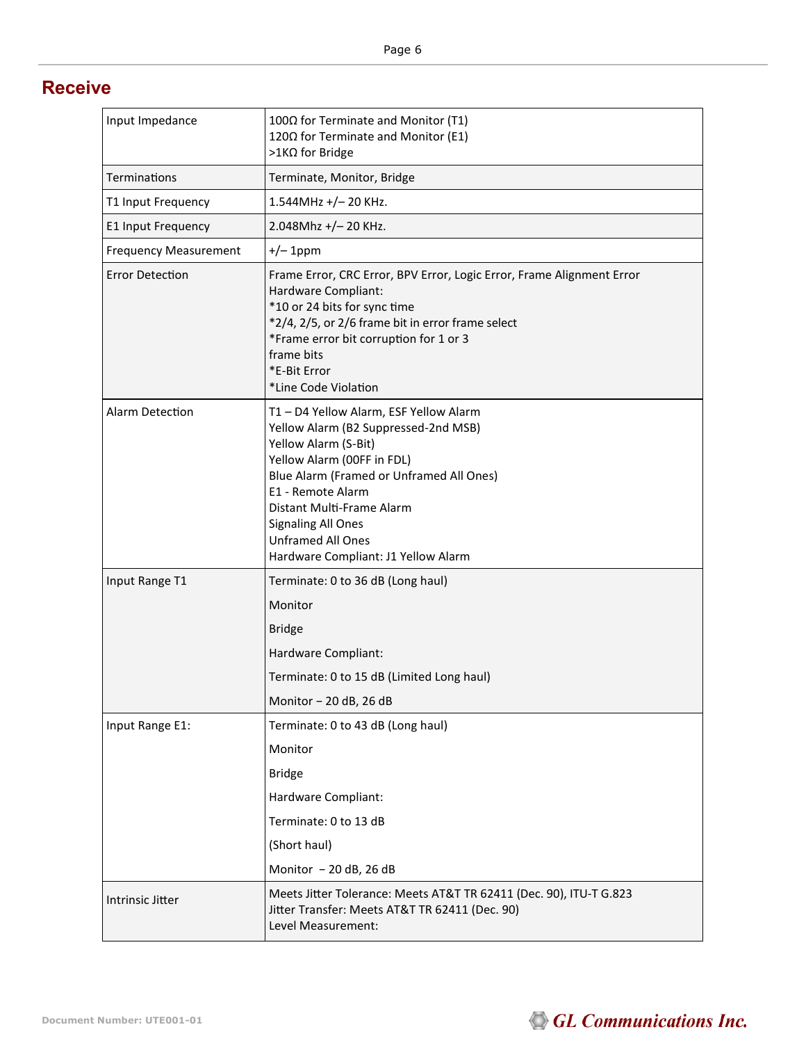## Receive

| | |
|---|---|
| Input Impedance | 100Ω for Terminate and Monitor (T1)<br>120Ω for Terminate and Monitor (E1)<br>>1KΩ for Bridge |
| Terminations | Terminate, Monitor, Bridge |
| T1 Input Frequency | 1.544MHz +/– 20 KHz. |
| E1 Input Frequency | 2.048Mhz +/– 20 KHz. |
| Frequency Measurement | +/– 1ppm |
| Error Detection | Frame Error, CRC Error, BPV Error, Logic Error, Frame Alignment Error<br>Hardware Compliant:<br>*10 or 24 bits for sync time<br>*2/4, 2/5, or 2/6 frame bit in error frame select<br>*Frame error bit corruption for 1 or 3 frame bits<br>*E-Bit Error<br>*Line Code Violation |
| Alarm Detection | T1 – D4 Yellow Alarm, ESF Yellow Alarm<br>Yellow Alarm (B2 Suppressed-2nd MSB)<br>Yellow Alarm (S-Bit)<br>Yellow Alarm (00FF in FDL)<br>Blue Alarm (Framed or Unframed All Ones)<br>E1 - Remote Alarm<br>Distant Multi-Frame Alarm<br>Signaling All Ones<br>Unframed All Ones<br>Hardware Compliant: J1 Yellow Alarm |
| Input Range T1 | Terminate: 0 to 36 dB (Long haul)<br>Monitor<br>Bridge<br>Hardware Compliant:<br>Terminate: 0 to 15 dB (Limited Long haul)<br>Monitor – 20 dB, 26 dB |
| Input Range E1: | Terminate: 0 to 43 dB (Long haul)<br>Monitor<br>Bridge<br>Hardware Compliant:<br>Terminate: 0 to 13 dB<br>(Short haul)<br>Monitor – 20 dB, 26 dB |
| Intrinsic Jitter | Meets Jitter Tolerance: Meets AT&T TR 62411 (Dec. 90), ITU-T G.823<br>Jitter Transfer: Meets AT&T TR 62411 (Dec. 90)<br>Level Measurement: |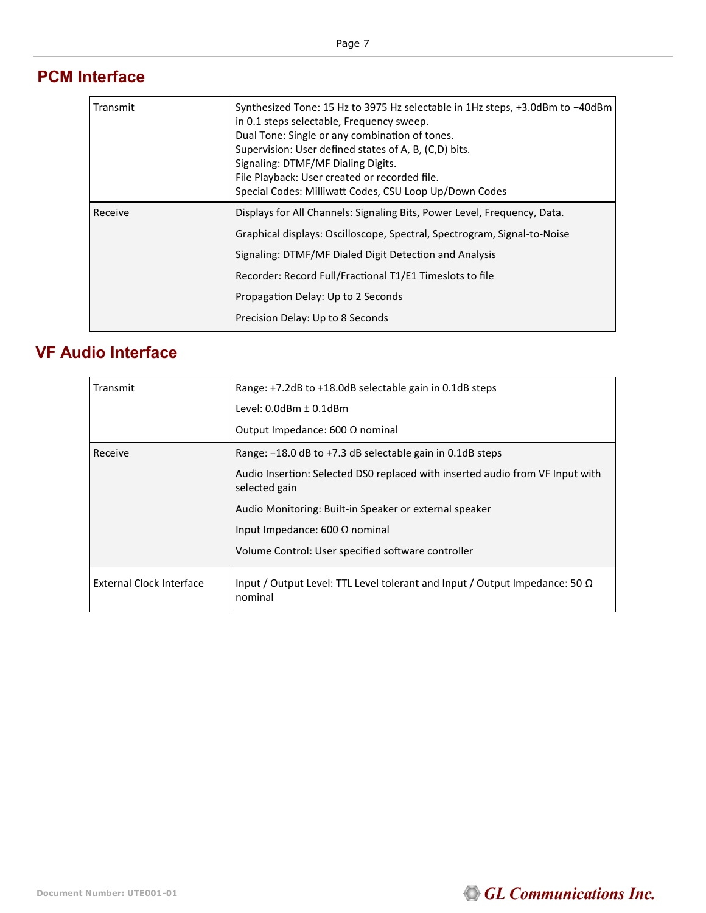## PCM Interface

| | |
|---|---|
| Transmit | Synthesized Tone: 15 Hz to 3975 Hz selectable in 1Hz steps, +3.0dBm to −40dBm in 0.1 steps selectable, Frequency sweep.<br>Dual Tone: Single or any combination of tones.<br>Supervision: User defined states of A, B, (C,D) bits.<br>Signaling: DTMF/MF Dialing Digits.<br>File Playback: User created or recorded file.<br>Special Codes: Milliwatt Codes, CSU Loop Up/Down Codes |
| Receive | Displays for All Channels: Signaling Bits, Power Level, Frequency, Data.<br>Graphical displays: Oscilloscope, Spectral, Spectrogram, Signal-to-Noise<br>Signaling: DTMF/MF Dialed Digit Detection and Analysis<br>Recorder: Record Full/Fractional T1/E1 Timeslots to file<br>Propagation Delay: Up to 2 Seconds<br>Precision Delay: Up to 8 Seconds |

## VF Audio Interface

| | |
|---|---|
| Transmit | Range: +7.2dB to +18.0dB selectable gain in 0.1dB steps<br>Level: 0.0dBm ± 0.1dBm<br>Output Impedance: 600 Ω nominal |
| Receive | Range: −18.0 dB to +7.3 dB selectable gain in 0.1dB steps<br>Audio Insertion: Selected DS0 replaced with inserted audio from VF Input with selected gain<br>Audio Monitoring: Built-in Speaker or external speaker<br>Input Impedance: 600 Ω nominal<br>Volume Control: User specified software controller |
| External Clock Interface | Input / Output Level: TTL Level tolerant and Input / Output Impedance: 50 Ω nominal |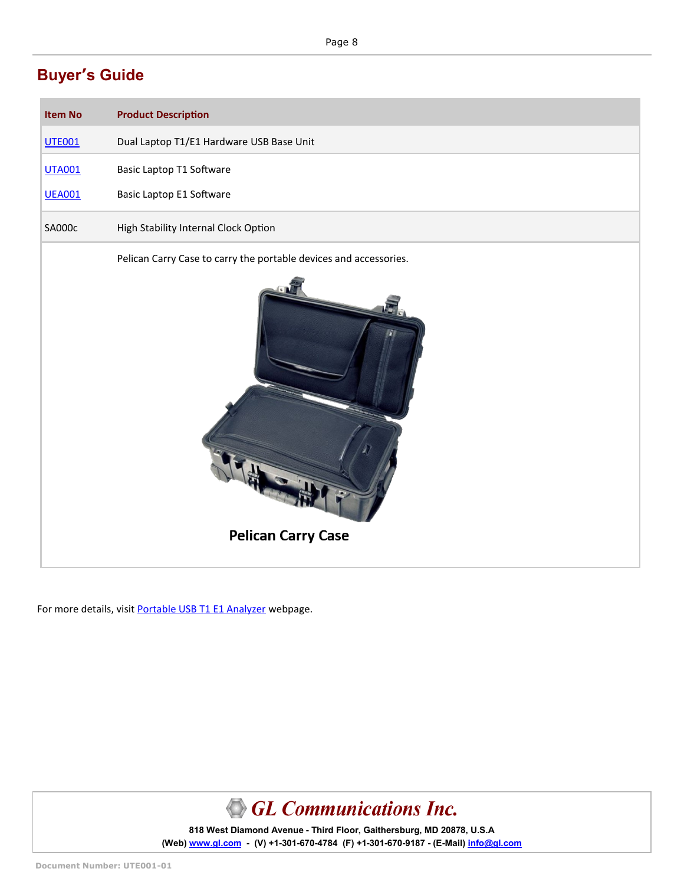## Buyer’s Guide

| Item No | Product Description |
| --- | --- |
| UTE001 | Dual Laptop T1/E1 Hardware USB Base Unit |
| UTA001 | Basic Laptop T1 Software |
| UEA001 | Basic Laptop E1 Software |
| SA000c | High Stability Internal Clock Option |
| | Pelican Carry Case to carry the portable devices and accessories. |

Pelican Carry Case

For more details, visit Portable USB T1 E1 Analyzer webpage.

***GL Communications Inc.***

**818 West Diamond Avenue - Third Floor, Gaithersburg, MD 20878, U.S.A**

**(Web) www.gl.com - (V) +1-301-670-4784 (F) +1-301-670-9187 - (E-Mail) info@gl.com**

Document Number: UTE001-01